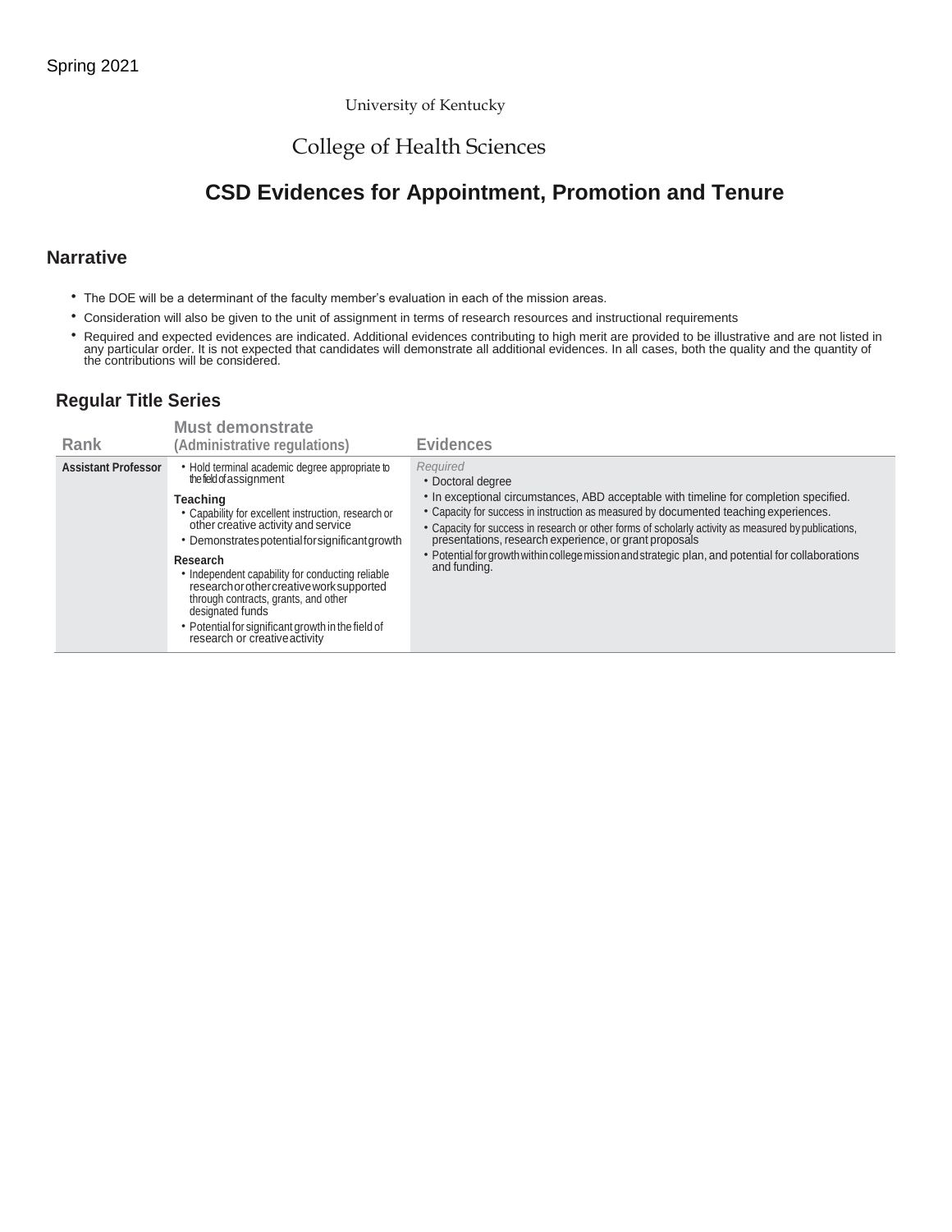Spring 2021

University of Kentucky

College of Health Sciences

# CSD Evidences for Appointment, Promotion and Tenure

## Narrative

- The DOE will be a determinant of the faculty member's evaluation in each of the mission areas.
- Consideration will also be given to the unit of assignment in terms of research resources and instructional requirements
- Required and expected evidences are indicated. Additional evidences contributing to high merit are provided to be illustrative and are not listed in any particular order. It is not expected that candidates will demonstrate all additional evidences. In all cases, both the quality and the quantity of the contributions will be considered.

## Regular Title Series

| Rank | Must demonstrate (Administrative regulations) | Evidences |
|---|---|---|
| **Assistant Professor** | • Hold terminal academic degree appropriate to the field of assignment<br><br>**Teaching**<br>• Capability for excellent instruction, research or other creative activity and service<br>• Demonstrates potential for significant growth<br><br>**Research**<br>• Independent capability for conducting reliable research or other creative work supported through contracts, grants, and other designated funds<br>• Potential for significant growth in the field of research or creative activity | *Required*<br>• Doctoral degree<br>• In exceptional circumstances, ABD acceptable with timeline for completion specified.<br>• Capacity for success in instruction as measured by documented teaching experiences.<br>• Capacity for success in research or other forms of scholarly activity as measured by publications, presentations, research experience, or grant proposals<br>• Potential for growth within college mission and strategic plan, and potential for collaborations and funding. |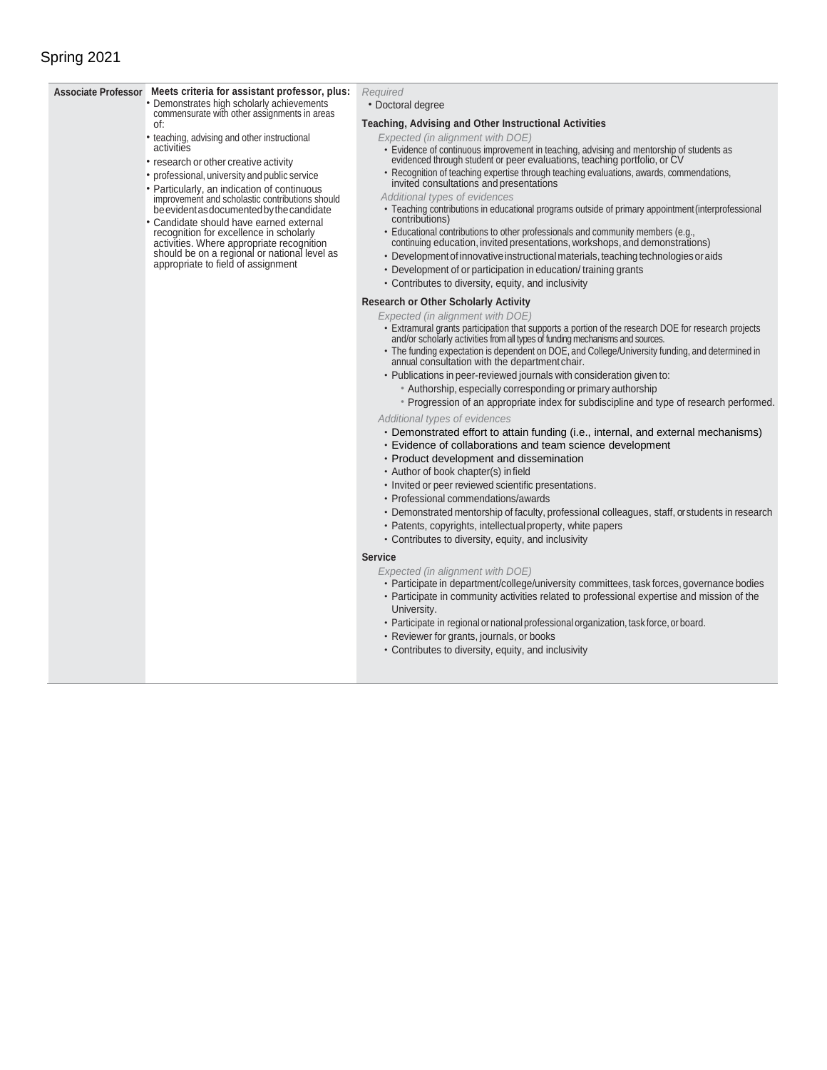Spring 2021

| Associate Professor | Meets criteria for assistant professor, plus: | Required |
| --- | --- | --- |
| | • Demonstrates high scholarly achievements commensurate with other assignments in areas of:<br>• teaching, advising and other instructional activities<br>• research or other creative activity<br>• professional, university and public service<br>• Particularly, an indication of continuous improvement and scholastic contributions should be evident as documented by the candidate<br>• Candidate should have earned external recognition for excellence in scholarly activities. Where appropriate recognition should be on a regional or national level as appropriate to field of assignment | • Doctoral degree<br><br>**Teaching, Advising and Other Instructional Activities**<br>*Expected (in alignment with DOE)*<br>• Evidence of continuous improvement in teaching, advising and mentorship of students as evidenced through student or peer evaluations, teaching portfolio, or CV<br>• Recognition of teaching expertise through teaching evaluations, awards, commendations, invited consultations and presentations<br>*Additional types of evidences*<br>• Teaching contributions in educational programs outside of primary appointment (interprofessional contributions)<br>• Educational contributions to other professionals and community members (e.g., continuing education, invited presentations, workshops, and demonstrations)<br>• Development of innovative instructional materials, teaching technologies or aids<br>• Development of or participation in education/ training grants<br>• Contributes to diversity, equity, and inclusivity<br><br>**Research or Other Scholarly Activity**<br>*Expected (in alignment with DOE)*<br>• Extramural grants participation that supports a portion of the research DOE for research projects and/or scholarly activities from all types of funding mechanisms and sources.<br>• The funding expectation is dependent on DOE, and College/University funding, and determined in annual consultation with the department chair.<br>• Publications in peer-reviewed journals with consideration given to:<br>  ◦ Authorship, especially corresponding or primary authorship<br>  ◦ Progression of an appropriate index for subdiscipline and type of research performed.<br>*Additional types of evidences*<br>• Demonstrated effort to attain funding (i.e., internal, and external mechanisms)<br>• Evidence of collaborations and team science development<br>• Product development and dissemination<br>• Author of book chapter(s) in field<br>• Invited or peer reviewed scientific presentations.<br>• Professional commendations/awards<br>• Demonstrated mentorship of faculty, professional colleagues, staff, or students in research<br>• Patents, copyrights, intellectual property, white papers<br>• Contributes to diversity, equity, and inclusivity<br><br>**Service**<br>*Expected (in alignment with DOE)*<br>• Participate in department/college/university committees, task forces, governance bodies<br>• Participate in community activities related to professional expertise and mission of the University.<br>• Participate in regional or national professional organization, task force, or board.<br>• Reviewer for grants, journals, or books<br>• Contributes to diversity, equity, and inclusivity |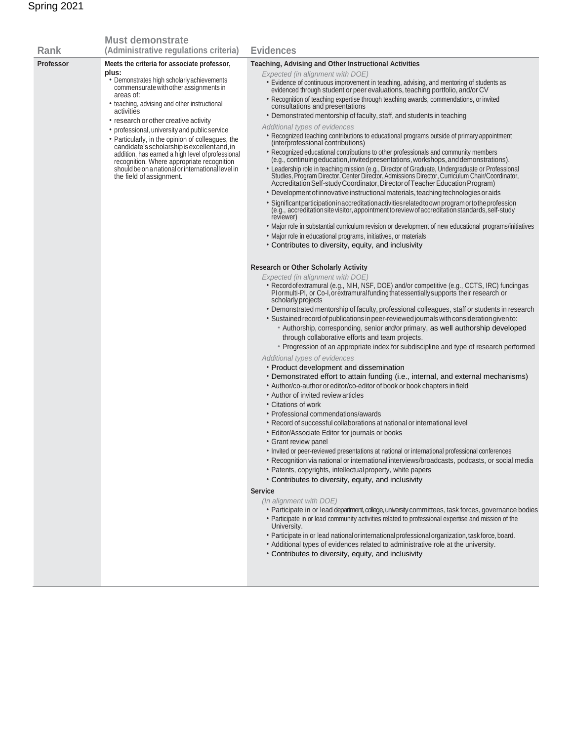Spring 2021

| Rank | Must demonstrate (Administrative regulations criteria) | Evidences |
|---|---|---|
| **Professor** | **Meets the criteria for associate professor, plus:**<br>• Demonstrates high scholarly achievements commensurate with other assignments in areas of:<br>• teaching, advising and other instructional activities<br>• research or other creative activity<br>• professional, university and public service<br>• Particularly, in the opinion of colleagues, the candidate's scholarship is excellent and, in addition, has earned a high level of professional recognition. Where appropriate recognition should be on a national or international level in the field of assignment. | **Teaching, Advising and Other Instructional Activities**<br>*Expected (in alignment with DOE)*<br>• Evidence of continuous improvement in teaching, advising, and mentoring of students as evidenced through student or peer evaluations, teaching portfolio, and/or CV<br>• Recognition of teaching expertise through teaching awards, commendations, or invited consultations and presentations<br>• Demonstrated mentorship of faculty, staff, and students in teaching<br>*Additional types of evidences*<br>• Recognized teaching contributions to educational programs outside of primary appointment (interprofessional contributions)<br>• Recognized educational contributions to other professionals and community members (e.g., continuing education, invited presentations, workshops, and demonstrations).<br>• Leadership role in teaching mission (e.g., Director of Graduate, Undergraduate or Professional Studies, Program Director, Center Director, Admissions Director, Curriculum Chair/Coordinator, Accreditation Self-study Coordinator, Director of Teacher Education Program)<br>• Development of innovative instructional materials, teaching technologies or aids<br>• Significant participation in accreditation activities related to own program or to the profession (e.g., accreditation site visitor, appointment to review of accreditation standards, self-study reviewer)<br>• Major role in substantial curriculum revision or development of new educational programs/initiatives<br>• Major role in educational programs, initiatives, or materials<br>• Contributes to diversity, equity, and inclusivity<br><br>**Research or Other Scholarly Activity**<br>*Expected (in alignment with DOE)*<br>• Record of extramural (e.g., NIH, NSF, DOE) and/or competitive (e.g., CCTS, IRC) funding as PI or multi-PI, or Co-I, or extramural funding that essentially supports their research or scholarly projects<br>• Demonstrated mentorship of faculty, professional colleagues, staff or students in research<br>• Sustained record of publications in peer-reviewed journals with consideration given to:<br>&nbsp;&nbsp;◦ Authorship, corresponding, senior and/or primary, as well authorship developed through collaborative efforts and team projects.<br>&nbsp;&nbsp;◦ Progression of an appropriate index for subdiscipline and type of research performed<br>*Additional types of evidences*<br>• Product development and dissemination<br>• Demonstrated effort to attain funding (i.e., internal, and external mechanisms)<br>• Author/co-author or editor/co-editor of book or book chapters in field<br>• Author of invited review articles<br>• Citations of work<br>• Professional commendations/awards<br>• Record of successful collaborations at national or international level<br>• Editor/Associate Editor for journals or books<br>• Grant review panel<br>• Invited or peer-reviewed presentations at national or international professional conferences<br>• Recognition via national or international interviews/broadcasts, podcasts, or social media<br>• Patents, copyrights, intellectual property, white papers<br>• Contributes to diversity, equity, and inclusivity<br><br>**Service**<br>*(In alignment with DOE)*<br>• Participate in or lead department, college, university committees, task forces, governance bodies<br>• Participate in or lead community activities related to professional expertise and mission of the University.<br>• Participate in or lead national or international professional organization, task force, board.<br>• Additional types of evidences related to administrative role at the university.<br>• Contributes to diversity, equity, and inclusivity |